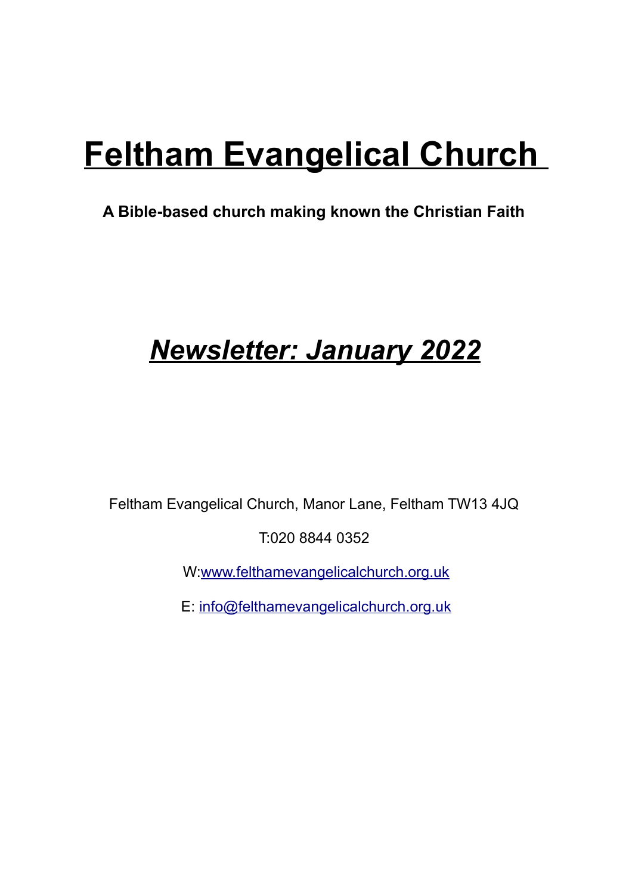# Feltham Evangelical Church

**A Bible-based church making known the Christian Faith**

## ***Newsletter: January 2022***

Feltham Evangelical Church, Manor Lane, Feltham TW13 4JQ

T:020 8844 0352

W:[www.felthamevangelicalchurch.org.uk](http://www.felthamevangelicalchurch.org.uk)

E: [info@felthamevangelicalchurch.org.uk](mailto:info@felthamevangelicalchurch.org.uk)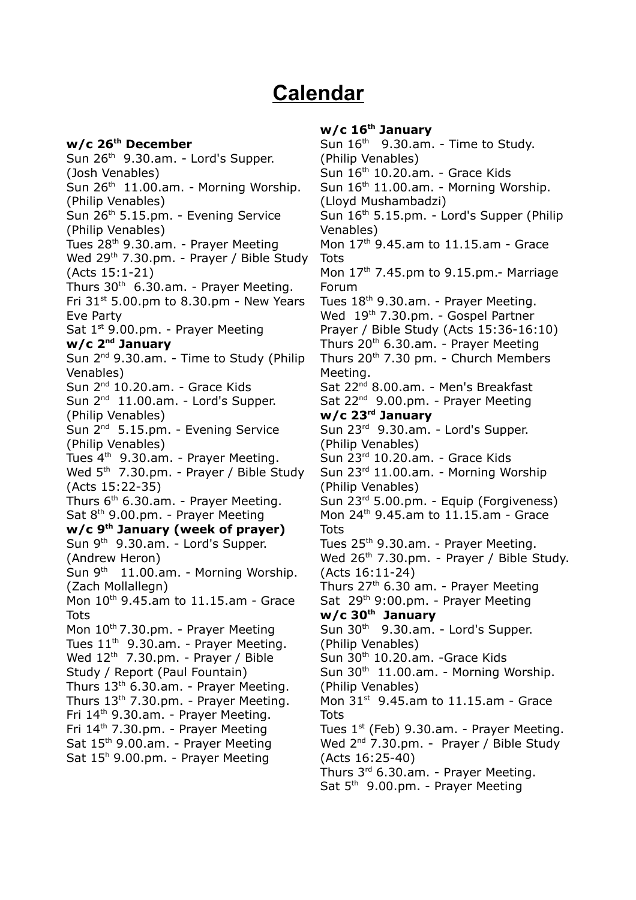# Calendar

**w/c 26th December**

Sun 26th 9.30.am. - Lord's Supper. (Josh Venables)
Sun 26th 11.00.am. - Morning Worship. (Philip Venables)
Sun 26th 5.15.pm. - Evening Service (Philip Venables)
Tues 28th 9.30.am. - Prayer Meeting
Wed 29th 7.30.pm. - Prayer / Bible Study (Acts 15:1-21)
Thurs 30th 6.30.am. - Prayer Meeting.
Fri 31st 5.00.pm to 8.30.pm - New Years Eve Party
Sat 1st 9.00.pm. - Prayer Meeting

**w/c 2nd January**

Sun 2nd 9.30.am. - Time to Study (Philip Venables)
Sun 2nd 10.20.am. - Grace Kids
Sun 2nd 11.00.am. - Lord's Supper. (Philip Venables)
Sun 2nd 5.15.pm. - Evening Service (Philip Venables)
Tues 4th 9.30.am. - Prayer Meeting.
Wed 5th 7.30.pm. - Prayer / Bible Study (Acts 15:22-35)
Thurs 6th 6.30.am. - Prayer Meeting.
Sat 8th 9.00.pm. - Prayer Meeting

**w/c 9th January (week of prayer)**

Sun 9th 9.30.am. - Lord's Supper. (Andrew Heron)
Sun 9th 11.00.am. - Morning Worship. (Zach Mollallegn)
Mon 10th 9.45.am to 11.15.am - Grace Tots
Mon 10th 7.30.pm. - Prayer Meeting
Tues 11th 9.30.am. - Prayer Meeting.
Wed 12th 7.30.pm. - Prayer / Bible Study / Report (Paul Fountain)
Thurs 13th 6.30.am. - Prayer Meeting.
Thurs 13th 7.30.pm. - Prayer Meeting.
Fri 14th 9.30.am. - Prayer Meeting.
Fri 14th 7.30.pm. - Prayer Meeting
Sat 15th 9.00.am. - Prayer Meeting
Sat 15h 9.00.pm. - Prayer Meeting

**w/c 16th January**

Sun 16th 9.30.am. - Time to Study. (Philip Venables)
Sun 16th 10.20.am. - Grace Kids
Sun 16th 11.00.am. - Morning Worship. (Lloyd Mushambadzi)
Sun 16th 5.15.pm. - Lord's Supper (Philip Venables)
Mon 17th 9.45.am to 11.15.am - Grace Tots
Mon 17th 7.45.pm to 9.15.pm.- Marriage Forum
Tues 18th 9.30.am. - Prayer Meeting.
Wed 19th 7.30.pm. - Gospel Partner Prayer / Bible Study (Acts 15:36-16:10)
Thurs 20th 6.30.am. - Prayer Meeting
Thurs 20th 7.30 pm. - Church Members Meeting.
Sat 22nd 8.00.am. - Men's Breakfast
Sat 22nd 9.00.pm. - Prayer Meeting

**w/c 23rd January**

Sun 23rd 9.30.am. - Lord's Supper. (Philip Venables)
Sun 23rd 10.20.am. - Grace Kids
Sun 23rd 11.00.am. - Morning Worship (Philip Venables)
Sun 23rd 5.00.pm. - Equip (Forgiveness)
Mon 24th 9.45.am to 11.15.am - Grace Tots
Tues 25th 9.30.am. - Prayer Meeting.
Wed 26th 7.30.pm. - Prayer / Bible Study. (Acts 16:11-24)
Thurs 27th 6.30 am. - Prayer Meeting
Sat 29th 9:00.pm. - Prayer Meeting

**w/c 30th January**

Sun 30th 9.30.am. - Lord's Supper. (Philip Venables)
Sun 30th 10.20.am. -Grace Kids
Sun 30th 11.00.am. - Morning Worship. (Philip Venables)
Mon 31st 9.45.am to 11.15.am - Grace Tots
Tues 1st (Feb) 9.30.am. - Prayer Meeting.
Wed 2nd 7.30.pm. - Prayer / Bible Study (Acts 16:25-40)
Thurs 3rd 6.30.am. - Prayer Meeting.
Sat 5th 9.00.pm. - Prayer Meeting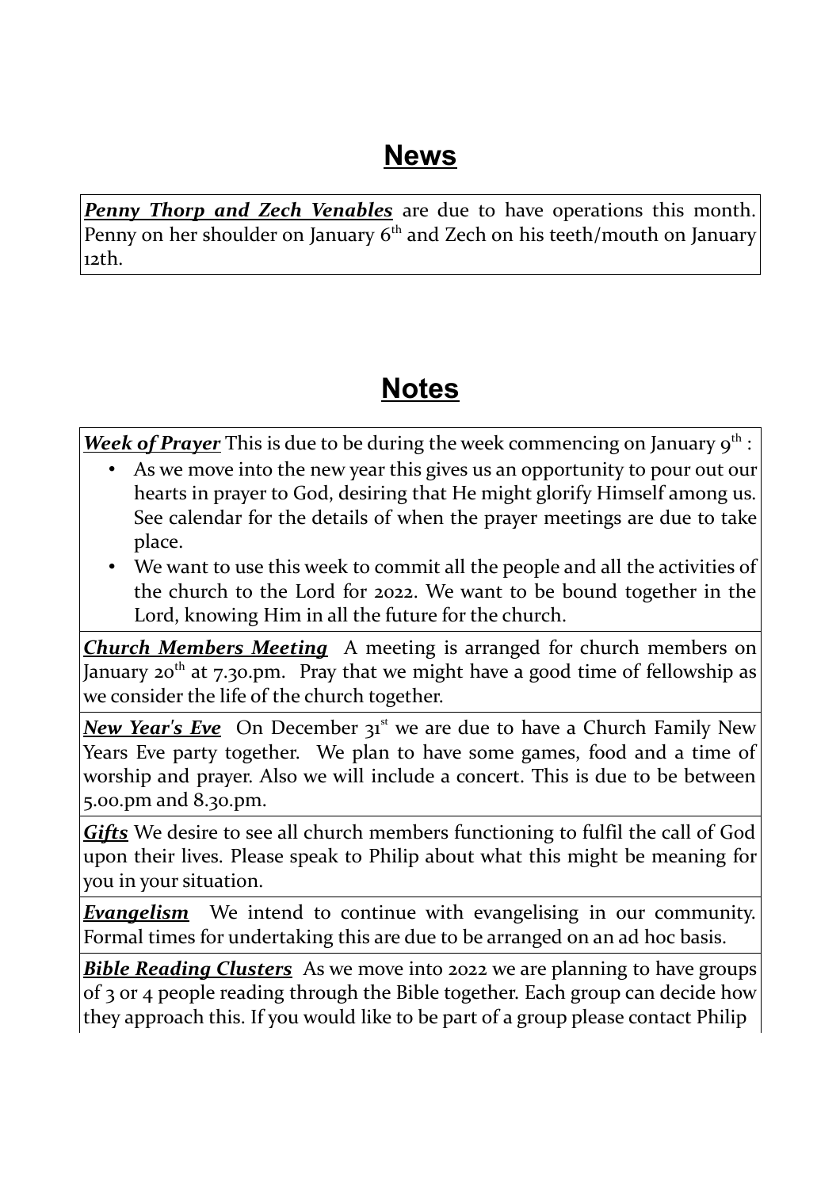# News

***Penny Thorp and Zech Venables*** are due to have operations this month. Penny on her shoulder on January 6th and Zech on his teeth/mouth on January 12th.

# Notes

***Week of Prayer*** This is due to be during the week commencing on January 9th :

- As we move into the new year this gives us an opportunity to pour out our hearts in prayer to God, desiring that He might glorify Himself among us. See calendar for the details of when the prayer meetings are due to take place.
- We want to use this week to commit all the people and all the activities of the church to the Lord for 2022. We want to be bound together in the Lord, knowing Him in all the future for the church.

***Church Members Meeting*** A meeting is arranged for church members on January 20th at 7.30.pm. Pray that we might have a good time of fellowship as we consider the life of the church together.

***New Year's Eve*** On December 31st we are due to have a Church Family New Years Eve party together. We plan to have some games, food and a time of worship and prayer. Also we will include a concert. This is due to be between 5.00.pm and 8.30.pm.

***Gifts*** We desire to see all church members functioning to fulfil the call of God upon their lives. Please speak to Philip about what this might be meaning for you in your situation.

***Evangelism*** We intend to continue with evangelising in our community. Formal times for undertaking this are due to be arranged on an ad hoc basis.

***Bible Reading Clusters*** As we move into 2022 we are planning to have groups of 3 or 4 people reading through the Bible together. Each group can decide how they approach this. If you would like to be part of a group please contact Philip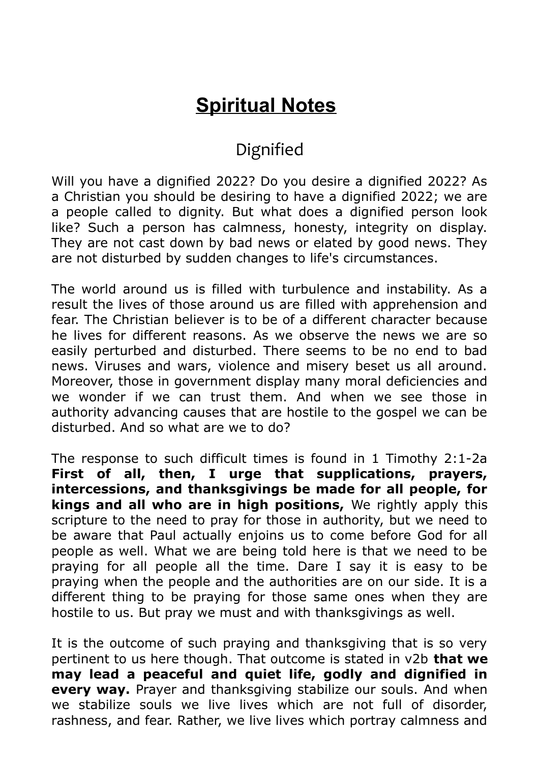# **Spiritual Notes**

## Dignified

Will you have a dignified 2022? Do you desire a dignified 2022? As a Christian you should be desiring to have a dignified 2022; we are a people called to dignity. But what does a dignified person look like? Such a person has calmness, honesty, integrity on display. They are not cast down by bad news or elated by good news. They are not disturbed by sudden changes to life's circumstances.

The world around us is filled with turbulence and instability. As a result the lives of those around us are filled with apprehension and fear. The Christian believer is to be of a different character because he lives for different reasons. As we observe the news we are so easily perturbed and disturbed. There seems to be no end to bad news. Viruses and wars, violence and misery beset us all around. Moreover, those in government display many moral deficiencies and we wonder if we can trust them. And when we see those in authority advancing causes that are hostile to the gospel we can be disturbed. And so what are we to do?

The response to such difficult times is found in 1 Timothy 2:1-2a **First of all, then, I urge that supplications, prayers, intercessions, and thanksgivings be made for all people, for kings and all who are in high positions,** We rightly apply this scripture to the need to pray for those in authority, but we need to be aware that Paul actually enjoins us to come before God for all people as well. What we are being told here is that we need to be praying for all people all the time. Dare I say it is easy to be praying when the people and the authorities are on our side. It is a different thing to be praying for those same ones when they are hostile to us. But pray we must and with thanksgivings as well.

It is the outcome of such praying and thanksgiving that is so very pertinent to us here though. That outcome is stated in v2b **that we may lead a peaceful and quiet life, godly and dignified in every way.** Prayer and thanksgiving stabilize our souls. And when we stabilize souls we live lives which are not full of disorder, rashness, and fear. Rather, we live lives which portray calmness and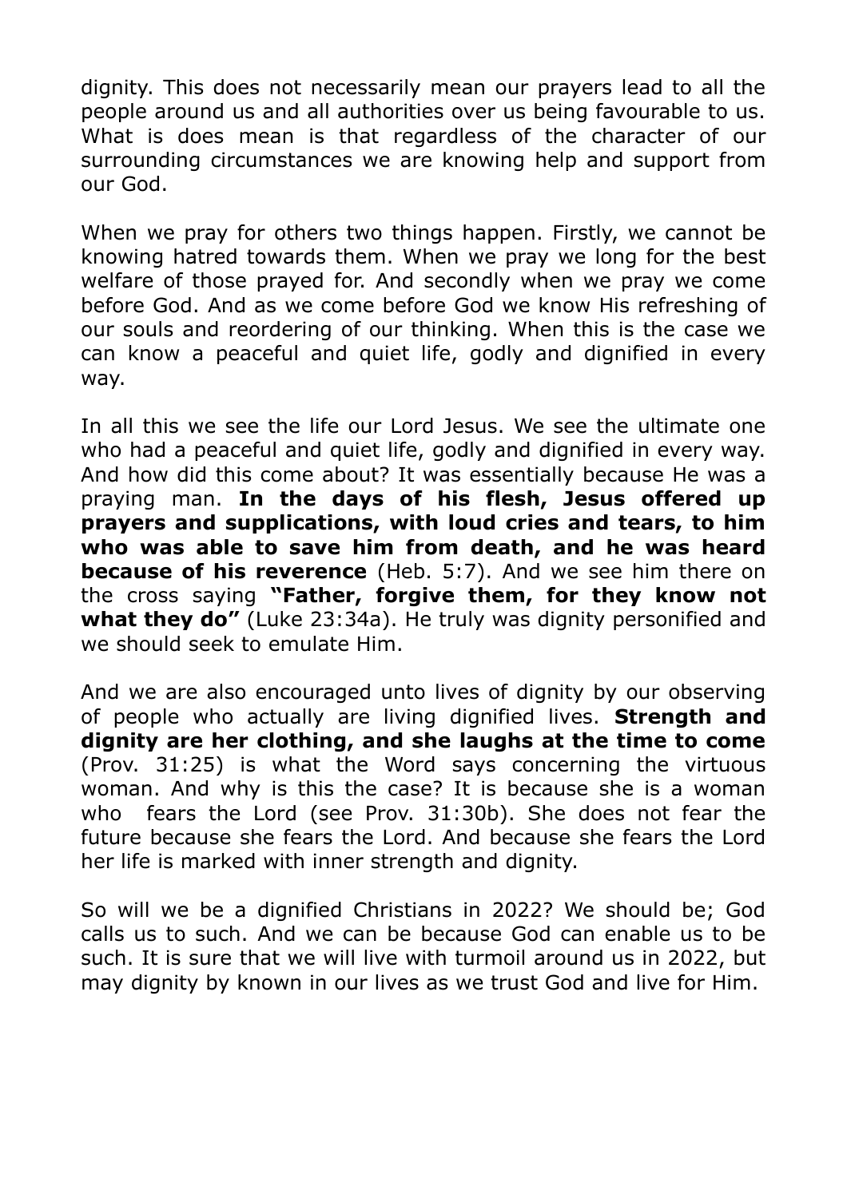dignity. This does not necessarily mean our prayers lead to all the people around us and all authorities over us being favourable to us. What is does mean is that regardless of the character of our surrounding circumstances we are knowing help and support from our God.

When we pray for others two things happen. Firstly, we cannot be knowing hatred towards them. When we pray we long for the best welfare of those prayed for. And secondly when we pray we come before God. And as we come before God we know His refreshing of our souls and reordering of our thinking. When this is the case we can know a peaceful and quiet life, godly and dignified in every way.

In all this we see the life our Lord Jesus. We see the ultimate one who had a peaceful and quiet life, godly and dignified in every way. And how did this come about? It was essentially because He was a praying man. **In the days of his flesh, Jesus offered up prayers and supplications, with loud cries and tears, to him who was able to save him from death, and he was heard because of his reverence** (Heb. 5:7). And we see him there on the cross saying **"Father, forgive them, for they know not what they do"** (Luke 23:34a). He truly was dignity personified and we should seek to emulate Him.

And we are also encouraged unto lives of dignity by our observing of people who actually are living dignified lives. **Strength and dignity are her clothing, and she laughs at the time to come** (Prov. 31:25) is what the Word says concerning the virtuous woman. And why is this the case? It is because she is a woman who fears the Lord (see Prov. 31:30b). She does not fear the future because she fears the Lord. And because she fears the Lord her life is marked with inner strength and dignity.

So will we be a dignified Christians in 2022? We should be; God calls us to such. And we can be because God can enable us to be such. It is sure that we will live with turmoil around us in 2022, but may dignity by known in our lives as we trust God and live for Him.